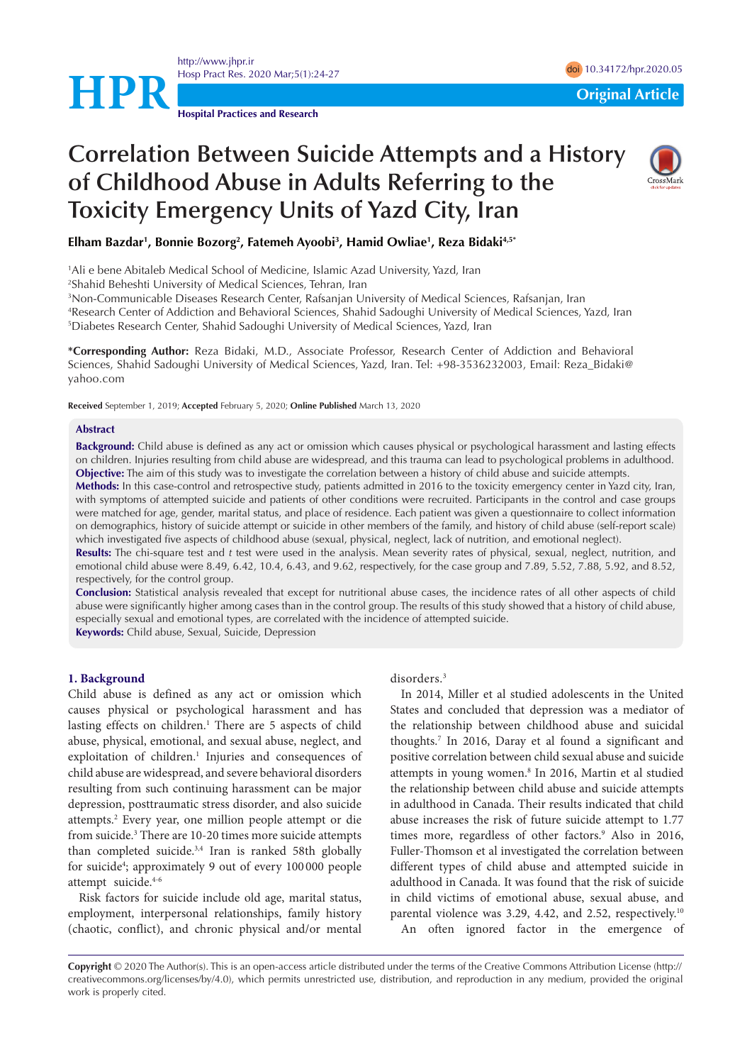Original Article

# Correlation Between Suicide Attempts and a History of Childhood Abuse in Adults Referring to the Toxicity Emergency Units of Yazd City, Iran

**Elham Bazdar[1], Bonnie Bozorg[2], Fatemeh Ayoobi[3], Hamid Owliae[1], Reza Bidaki[4,5*]**

[1]Ali e bene Abitaleb Medical School of Medicine, Islamic Azad University, Yazd, Iran
[2]Shahid Beheshti University of Medical Sciences, Tehran, Iran
[3]Non-Communicable Diseases Research Center, Rafsanjan University of Medical Sciences, Rafsanjan, Iran
[4]Research Center of Addiction and Behavioral Sciences, Shahid Sadoughi University of Medical Sciences, Yazd, Iran
[5]Diabetes Research Center, Shahid Sadoughi University of Medical Sciences, Yazd, Iran

**\*Corresponding Author:** Reza Bidaki, M.D., Associate Professor, Research Center of Addiction and Behavioral Sciences, Shahid Sadoughi University of Medical Sciences, Yazd, Iran. Tel: +98-3536232003, Email: Reza_Bidaki@yahoo.com

**Received** September 1, 2019; **Accepted** February 5, 2020; **Online Published** March 13, 2020

## Abstract

**Background:** Child abuse is defined as any act or omission which causes physical or psychological harassment and lasting effects on children. Injuries resulting from child abuse are widespread, and this trauma can lead to psychological problems in adulthood.
**Objective:** The aim of this study was to investigate the correlation between a history of child abuse and suicide attempts.
**Methods:** In this case-control and retrospective study, patients admitted in 2016 to the toxicity emergency center in Yazd city, Iran, with symptoms of attempted suicide and patients of other conditions were recruited. Participants in the control and case groups were matched for age, gender, marital status, and place of residence. Each patient was given a questionnaire to collect information on demographics, history of suicide attempt or suicide in other members of the family, and history of child abuse (self-report scale) which investigated five aspects of childhood abuse (sexual, physical, neglect, lack of nutrition, and emotional neglect).
**Results:** The chi-square test and *t* test were used in the analysis. Mean severity rates of physical, sexual, neglect, nutrition, and emotional child abuse were 8.49, 6.42, 10.4, 6.43, and 9.62, respectively, for the case group and 7.89, 5.52, 7.88, 5.92, and 8.52, respectively, for the control group.
**Conclusion:** Statistical analysis revealed that except for nutritional abuse cases, the incidence rates of all other aspects of child abuse were significantly higher among cases than in the control group. The results of this study showed that a history of child abuse, especially sexual and emotional types, are correlated with the incidence of attempted suicide.
**Keywords:** Child abuse, Sexual, Suicide, Depression

## 1. Background

Child abuse is defined as any act or omission which causes physical or psychological harassment and has lasting effects on children.[1] There are 5 aspects of child abuse, physical, emotional, and sexual abuse, neglect, and exploitation of children.[1] Injuries and consequences of child abuse are widespread, and severe behavioral disorders resulting from such continuing harassment can be major depression, posttraumatic stress disorder, and also suicide attempts.[2] Every year, one million people attempt or die from suicide.[3] There are 10-20 times more suicide attempts than completed suicide.[3,4] Iran is ranked 58th globally for suicide[4]; approximately 9 out of every 100 000 people attempt suicide.[4-6]

Risk factors for suicide include old age, marital status, employment, interpersonal relationships, family history (chaotic, conflict), and chronic physical and/or mental disorders.[3]

In 2014, Miller et al studied adolescents in the United States and concluded that depression was a mediator of the relationship between childhood abuse and suicidal thoughts.[7] In 2016, Daray et al found a significant and positive correlation between child sexual abuse and suicide attempts in young women.[8] In 2016, Martin et al studied the relationship between child abuse and suicide attempts in adulthood in Canada. Their results indicated that child abuse increases the risk of future suicide attempt to 1.77 times more, regardless of other factors.[9] Also in 2016, Fuller-Thomson et al investigated the correlation between different types of child abuse and attempted suicide in adulthood in Canada. It was found that the risk of suicide in child victims of emotional abuse, sexual abuse, and parental violence was 3.29, 4.42, and 2.52, respectively.[10]

An often ignored factor in the emergence of

**Copyright** © 2020 The Author(s). This is an open-access article distributed under the terms of the Creative Commons Attribution License (http://creativecommons.org/licenses/by/4.0), which permits unrestricted use, distribution, and reproduction in any medium, provided the original work is properly cited.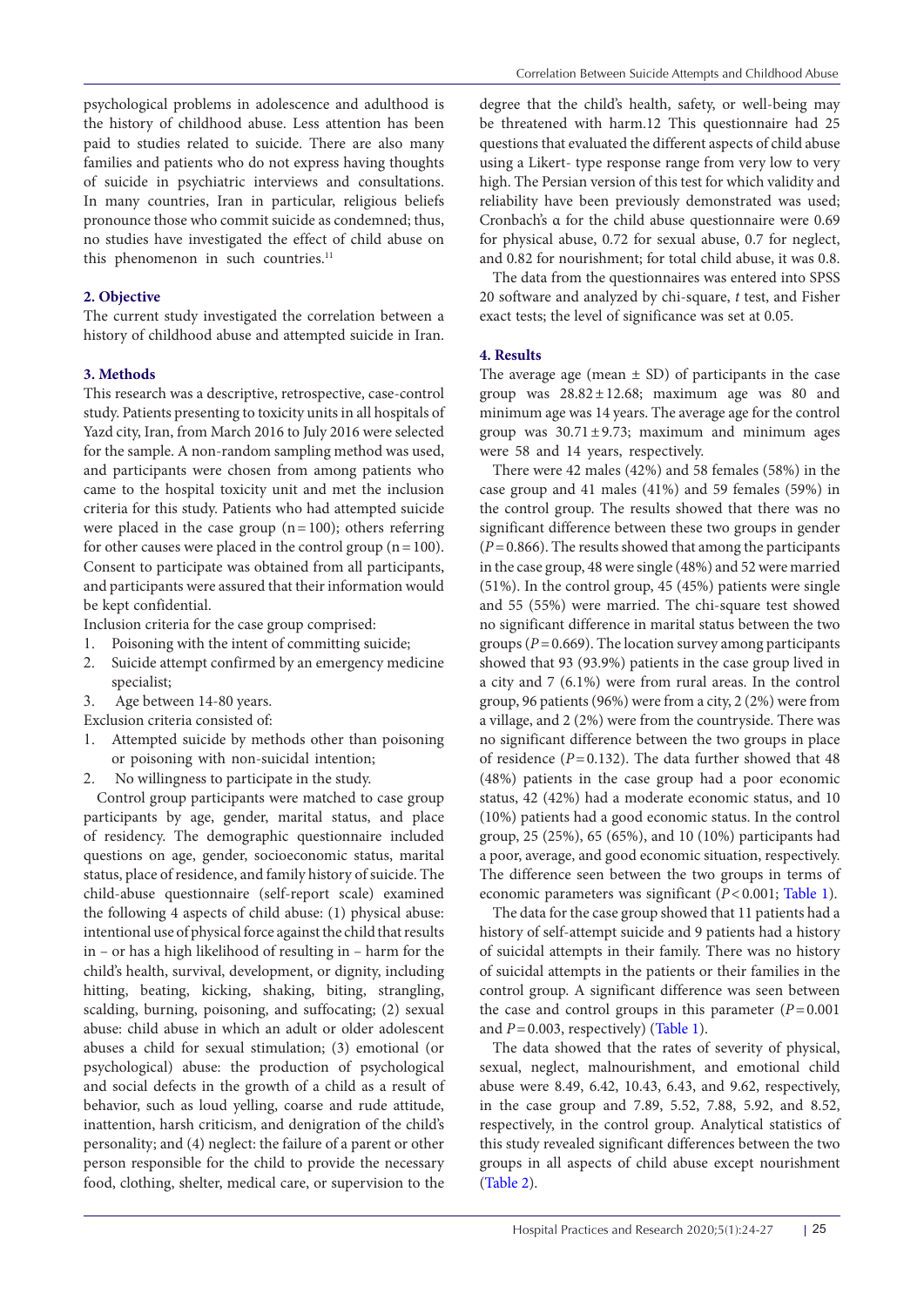psychological problems in adolescence and adulthood is the history of childhood abuse. Less attention has been paid to studies related to suicide. There are also many families and patients who do not express having thoughts of suicide in psychiatric interviews and consultations. In many countries, Iran in particular, religious beliefs pronounce those who commit suicide as condemned; thus, no studies have investigated the effect of child abuse on this phenomenon in such countries.[11]

## 2. Objective

The current study investigated the correlation between a history of childhood abuse and attempted suicide in Iran.

## 3. Methods

This research was a descriptive, retrospective, case-control study. Patients presenting to toxicity units in all hospitals of Yazd city, Iran, from March 2016 to July 2016 were selected for the sample. A non-random sampling method was used, and participants were chosen from among patients who came to the hospital toxicity unit and met the inclusion criteria for this study. Patients who had attempted suicide were placed in the case group (n = 100); others referring for other causes were placed in the control group (n = 100). Consent to participate was obtained from all participants, and participants were assured that their information would be kept confidential.

Inclusion criteria for the case group comprised:

1. Poisoning with the intent of committing suicide;
2. Suicide attempt confirmed by an emergency medicine specialist;
3. Age between 14-80 years.

Exclusion criteria consisted of:

1. Attempted suicide by methods other than poisoning or poisoning with non-suicidal intention;
2. No willingness to participate in the study.

Control group participants were matched to case group participants by age, gender, marital status, and place of residency. The demographic questionnaire included questions on age, gender, socioeconomic status, marital status, place of residence, and family history of suicide. The child-abuse questionnaire (self-report scale) examined the following 4 aspects of child abuse: (1) physical abuse: intentional use of physical force against the child that results in – or has a high likelihood of resulting in – harm for the child's health, survival, development, or dignity, including hitting, beating, kicking, shaking, biting, strangling, scalding, burning, poisoning, and suffocating; (2) sexual abuse: child abuse in which an adult or older adolescent abuses a child for sexual stimulation; (3) emotional (or psychological) abuse: the production of psychological and social defects in the growth of a child as a result of behavior, such as loud yelling, coarse and rude attitude, inattention, harsh criticism, and denigration of the child's personality; and (4) neglect: the failure of a parent or other person responsible for the child to provide the necessary food, clothing, shelter, medical care, or supervision to the degree that the child's health, safety, or well-being may be threatened with harm.12 This questionnaire had 25 questions that evaluated the different aspects of child abuse using a Likert- type response range from very low to very high. The Persian version of this test for which validity and reliability have been previously demonstrated was used; Cronbach's α for the child abuse questionnaire were 0.69 for physical abuse, 0.72 for sexual abuse, 0.7 for neglect, and 0.82 for nourishment; for total child abuse, it was 0.8.

The data from the questionnaires was entered into SPSS 20 software and analyzed by chi-square, *t* test, and Fisher exact tests; the level of significance was set at 0.05.

## 4. Results

The average age (mean ± SD) of participants in the case group was 28.82 ± 12.68; maximum age was 80 and minimum age was 14 years. The average age for the control group was 30.71 ± 9.73; maximum and minimum ages were 58 and 14 years, respectively.

There were 42 males (42%) and 58 females (58%) in the case group and 41 males (41%) and 59 females (59%) in the control group. The results showed that there was no significant difference between these two groups in gender ($P = 0.866$). The results showed that among the participants in the case group, 48 were single (48%) and 52 were married (51%). In the control group, 45 (45%) patients were single and 55 (55%) were married. The chi-square test showed no significant difference in marital status between the two groups ($P = 0.669$). The location survey among participants showed that 93 (93.9%) patients in the case group lived in a city and 7 (6.1%) were from rural areas. In the control group, 96 patients (96%) were from a city, 2 (2%) were from a village, and 2 (2%) were from the countryside. There was no significant difference between the two groups in place of residence ($P = 0.132$). The data further showed that 48 (48%) patients in the case group had a poor economic status, 42 (42%) had a moderate economic status, and 10 (10%) patients had a good economic status. In the control group, 25 (25%), 65 (65%), and 10 (10%) participants had a poor, average, and good economic situation, respectively. The difference seen between the two groups in terms of economic parameters was significant ($P < 0.001$; Table 1).

The data for the case group showed that 11 patients had a history of self-attempt suicide and 9 patients had a history of suicidal attempts in their family. There was no history of suicidal attempts in the patients or their families in the control group. A significant difference was seen between the case and control groups in this parameter ($P = 0.001$ and $P = 0.003$, respectively) (Table 1).

The data showed that the rates of severity of physical, sexual, neglect, malnourishment, and emotional child abuse were 8.49, 6.42, 10.43, 6.43, and 9.62, respectively, in the case group and 7.89, 5.52, 7.88, 5.92, and 8.52, respectively, in the control group. Analytical statistics of this study revealed significant differences between the two groups in all aspects of child abuse except nourishment (Table 2).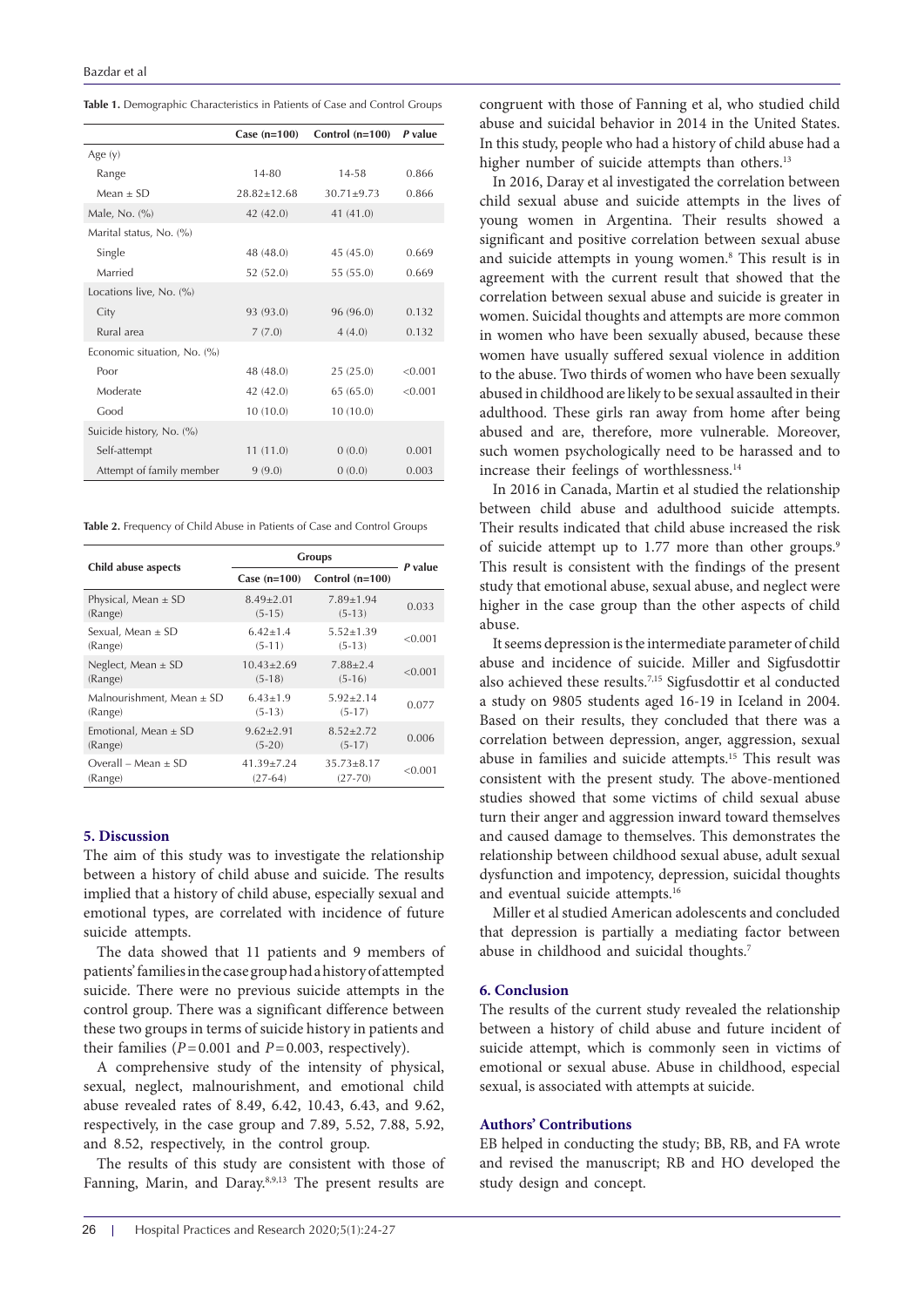**Table 1.** Demographic Characteristics in Patients of Case and Control Groups

| | Case (n=100) | Control (n=100) | *P* value |
|---|---|---|---|
| Age (y) | | | |
| Range | 14-80 | 14-58 | 0.866 |
| Mean ± SD | 28.82±12.68 | 30.71±9.73 | 0.866 |
| Male, No. (%) | 42 (42.0) | 41 (41.0) | |
| Marital status, No. (%) | | | |
| Single | 48 (48.0) | 45 (45.0) | 0.669 |
| Married | 52 (52.0) | 55 (55.0) | 0.669 |
| Locations live, No. (%) | | | |
| City | 93 (93.0) | 96 (96.0) | 0.132 |
| Rural area | 7 (7.0) | 4 (4.0) | 0.132 |
| Economic situation, No. (%) | | | |
| Poor | 48 (48.0) | 25 (25.0) | <0.001 |
| Moderate | 42 (42.0) | 65 (65.0) | <0.001 |
| Good | 10 (10.0) | 10 (10.0) | |
| Suicide history, No. (%) | | | |
| Self-attempt | 11 (11.0) | 0 (0.0) | 0.001 |
| Attempt of family member | 9 (9.0) | 0 (0.0) | 0.003 |

**Table 2.** Frequency of Child Abuse in Patients of Case and Control Groups

| Child abuse aspects | Groups | | *P* value |
|---|---|---|---|
| | Case (n=100) | Control (n=100) | |
| Physical, Mean ± SD (Range) | 8.49±2.01 (5-15) | 7.89±1.94 (5-13) | 0.033 |
| Sexual, Mean ± SD (Range) | 6.42±1.4 (5-11) | 5.52±1.39 (5-13) | <0.001 |
| Neglect, Mean ± SD (Range) | 10.43±2.69 (5-18) | 7.88±2.4 (5-16) | <0.001 |
| Malnourishment, Mean ± SD (Range) | 6.43±1.9 (5-13) | 5.92±2.14 (5-17) | 0.077 |
| Emotional, Mean ± SD (Range) | 9.62±2.91 (5-20) | 8.52±2.72 (5-17) | 0.006 |
| Overall – Mean ± SD (Range) | 41.39±7.24 (27-64) | 35.73±8.17 (27-70) | <0.001 |

## 5. Discussion

The aim of this study was to investigate the relationship between a history of child abuse and suicide. The results implied that a history of child abuse, especially sexual and emotional types, are correlated with incidence of future suicide attempts.

The data showed that 11 patients and 9 members of patients' families in the case group had a history of attempted suicide. There were no previous suicide attempts in the control group. There was a significant difference between these two groups in terms of suicide history in patients and their families ($P = 0.001$ and $P = 0.003$, respectively).

A comprehensive study of the intensity of physical, sexual, neglect, malnourishment, and emotional child abuse revealed rates of 8.49, 6.42, 10.43, 6.43, and 9.62, respectively, in the case group and 7.89, 5.52, 7.88, 5.92, and 8.52, respectively, in the control group.

The results of this study are consistent with those of Fanning, Marin, and Daray.[8,9,13] The present results are congruent with those of Fanning et al, who studied child abuse and suicidal behavior in 2014 in the United States. In this study, people who had a history of child abuse had a higher number of suicide attempts than others.[13]

In 2016, Daray et al investigated the correlation between child sexual abuse and suicide attempts in the lives of young women in Argentina. Their results showed a significant and positive correlation between sexual abuse and suicide attempts in young women.[8] This result is in agreement with the current result that showed that the correlation between sexual abuse and suicide is greater in women. Suicidal thoughts and attempts are more common in women who have been sexually abused, because these women have usually suffered sexual violence in addition to the abuse. Two thirds of women who have been sexually abused in childhood are likely to be sexual assaulted in their adulthood. These girls ran away from home after being abused and are, therefore, more vulnerable. Moreover, such women psychologically need to be harassed and to increase their feelings of worthlessness.[14]

In 2016 in Canada, Martin et al studied the relationship between child abuse and adulthood suicide attempts. Their results indicated that child abuse increased the risk of suicide attempt up to 1.77 more than other groups.[9] This result is consistent with the findings of the present study that emotional abuse, sexual abuse, and neglect were higher in the case group than the other aspects of child abuse.

It seems depression is the intermediate parameter of child abuse and incidence of suicide. Miller and Sigfusdottir also achieved these results.[7,15] Sigfusdottir et al conducted a study on 9805 students aged 16-19 in Iceland in 2004. Based on their results, they concluded that there was a correlation between depression, anger, aggression, sexual abuse in families and suicide attempts.[15] This result was consistent with the present study. The above-mentioned studies showed that some victims of child sexual abuse turn their anger and aggression inward toward themselves and caused damage to themselves. This demonstrates the relationship between childhood sexual abuse, adult sexual dysfunction and impotency, depression, suicidal thoughts and eventual suicide attempts.[16]

Miller et al studied American adolescents and concluded that depression is partially a mediating factor between abuse in childhood and suicidal thoughts.[7]

## 6. Conclusion

The results of the current study revealed the relationship between a history of child abuse and future incident of suicide attempt, which is commonly seen in victims of emotional or sexual abuse. Abuse in childhood, especial sexual, is associated with attempts at suicide.

## Authors' Contributions

EB helped in conducting the study; BB, RB, and FA wrote and revised the manuscript; RB and HO developed the study design and concept.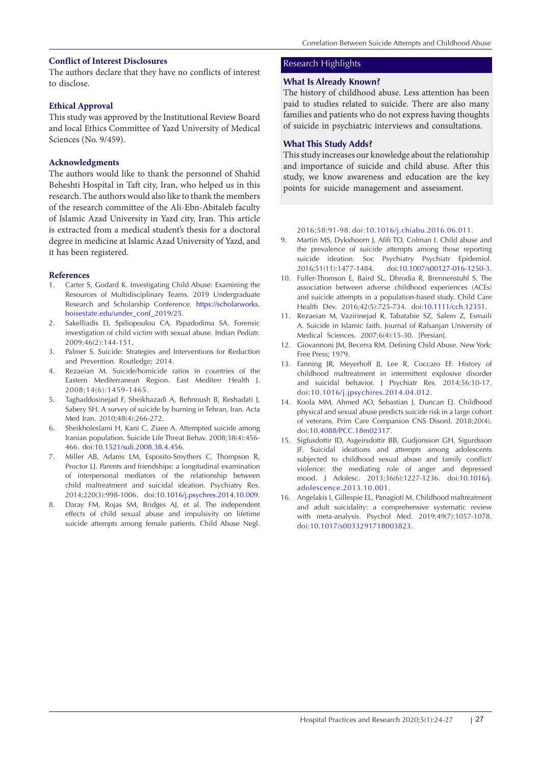### Conflict of Interest Disclosures

The authors declare that they have no conflicts of interest to disclose.

### Ethical Approval

This study was approved by the Institutional Review Board and local Ethics Committee of Yazd University of Medical Sciences (No. 9/459).

### Acknowledgments

The authors would like to thank the personnel of Shahid Beheshti Hospital in Taft city, Iran, who helped us in this research. The authors would also like to thank the members of the research committee of the Ali-Ebn-Abitaleb faculty of Islamic Azad University in Yazd city, Iran. This article is extracted from a medical student's thesis for a doctoral degree in medicine at Islamic Azad University of Yazd, and it has been registered.

### References

1. Carter S, Godard K. Investigating Child Abuse: Examining the Resources of Multidisciplinary Teams. 2019 Undergraduate Research and Scholarship Conference. https://scholarworks.boisestate.edu/under_conf_2019/25.
2. Sakelliadis EI, Spiliopoulou CA, Papadodima SA. Forensic investigation of child victim with sexual abuse. Indian Pediatr. 2009;46(2):144-151.
3. Palmer S. Suicide: Strategies and Interventions for Reduction and Prevention. Routledge; 2014.
4. Rezaeian M. Suicide/homicide ratios in countries of the Eastern Mediterranean Region. East Mediterr Health J. 2008;14(6):1459-1465.
5. Taghaddosinejad F, Sheikhazadi A, Behnoush B, Reshadati J, Sabery SH. A survey of suicide by burning in Tehran, Iran. Acta Med Iran. 2010;48(4):266-272.
6. Sheikholeslami H, Kani C, Ziaee A. Attempted suicide among Iranian population. Suicide Life Threat Behav. 2008;38(4):456-466. doi:10.1521/suli.2008.38.4.456.
7. Miller AB, Adams LM, Esposito-Smythers C, Thompson R, Proctor LJ. Parents and friendships: a longitudinal examination of interpersonal mediators of the relationship between child maltreatment and suicidal ideation. Psychiatry Res. 2014;220(3):998-1006. doi:10.1016/j.psychres.2014.10.009.
8. Daray FM, Rojas SM, Bridges AJ, et al. The independent effects of child sexual abuse and impulsivity on lifetime suicide attempts among female patients. Child Abuse Negl. 2016;58:91-98. doi:10.1016/j.chiabu.2016.06.011.
9. Martin MS, Dykxhoorn J, Afifi TO, Colman I. Child abuse and the prevalence of suicide attempts among those reporting suicide ideation. Soc Psychiatry Psychiatr Epidemiol. 2016;51(11):1477-1484. doi:10.1007/s00127-016-1250-3.
10. Fuller-Thomson E, Baird SL, Dhrodia R, Brennenstuhl S. The association between adverse childhood experiences (ACEs) and suicide attempts in a population-based study. Child Care Health Dev. 2016;42(5):725-734. doi:10.1111/cch.12351.
11. Rezaeian M, Vazirinejad R, Tabatabie SZ, Salem Z, Esmaili A. Suicide in Islamic faith. Journal of Rafsanjan University of Medical Sciences. 2007;6(4):15-30. [Persian].
12. Giovannoni JM, Becerra RM. Defining Child Abuse. New York: Free Press; 1979.
13. Fanning JR, Meyerhoff JJ, Lee R, Coccaro EF. History of childhood maltreatment in intermittent explosive disorder and suicidal behavior. J Psychiatr Res. 2014;56:10-17. doi:10.1016/j.jpsychires.2014.04.012.
14. Koola MM, Ahmed AO, Sebastian J, Duncan EJ. Childhood physical and sexual abuse predicts suicide risk in a large cohort of veterans. Prim Care Companion CNS Disord. 2018;20(4). doi:10.4088/PCC.18m02317.
15. Sigfusdottir ID, Asgeirsdottir BB, Gudjonsson GH, Sigurdsson JF. Suicidal ideations and attempts among adolescents subjected to childhood sexual abuse and family conflict/violence: the mediating role of anger and depressed mood. J Adolesc. 2013;36(6):1227-1236. doi:10.1016/j.adolescence.2013.10.001.
16. Angelakis I, Gillespie EL, Panagioti M. Childhood maltreatment and adult suicidality: a comprehensive systematic review with meta-analysis. Psychol Med. 2019;49(7):1057-1078. doi:10.1017/s0033291718003823.

## Research Highlights

### What Is Already Known?

The history of childhood abuse. Less attention has been paid to studies related to suicide. There are also many families and patients who do not express having thoughts of suicide in psychiatric interviews and consultations.

### What This Study Adds?

This study increases our knowledge about the relationship and importance of suicide and child abuse. After this study, we know awareness and education are the key points for suicide management and assessment.